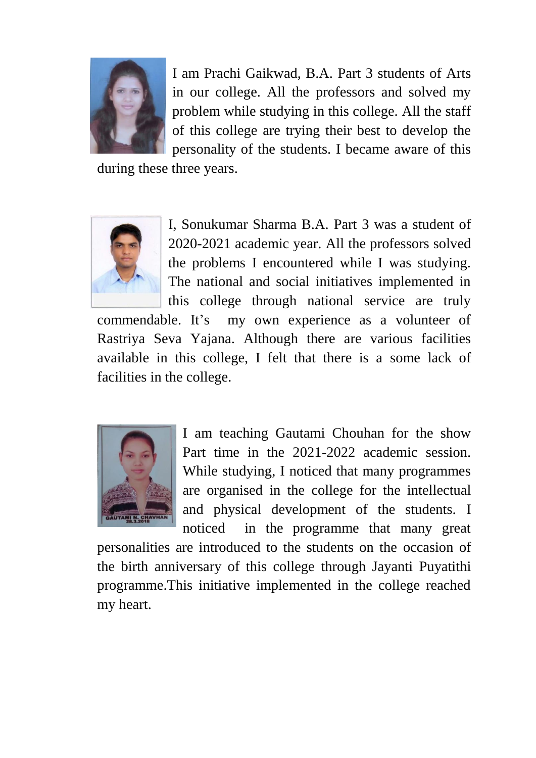I am Prachi Gaikwad, B.A. Part 3 students of Arts in our college. All the professors and solved my problem while studying in this college. All the staff of this college are trying their best to develop the personality of the students. I became aware of this during these three years.

I, Sonukumar Sharma B.A. Part 3 was a student of 2020-2021 academic year. All the professors solved the problems I encountered while I was studying. The national and social initiatives implemented in this college through national service are truly commendable. It's my own experience as a volunteer of Rastriya Seva Yajana. Although there are various facilities available in this college, I felt that there is a some lack of facilities in the college.

I am teaching Gautami Chouhan for the show Part time in the 2021-2022 academic session. While studying, I noticed that many programmes are organised in the college for the intellectual and physical development of the students. I noticed in the programme that many great personalities are introduced to the students on the occasion of the birth anniversary of this college through Jayanti Puyatithi programme.This initiative implemented in the college reached my heart.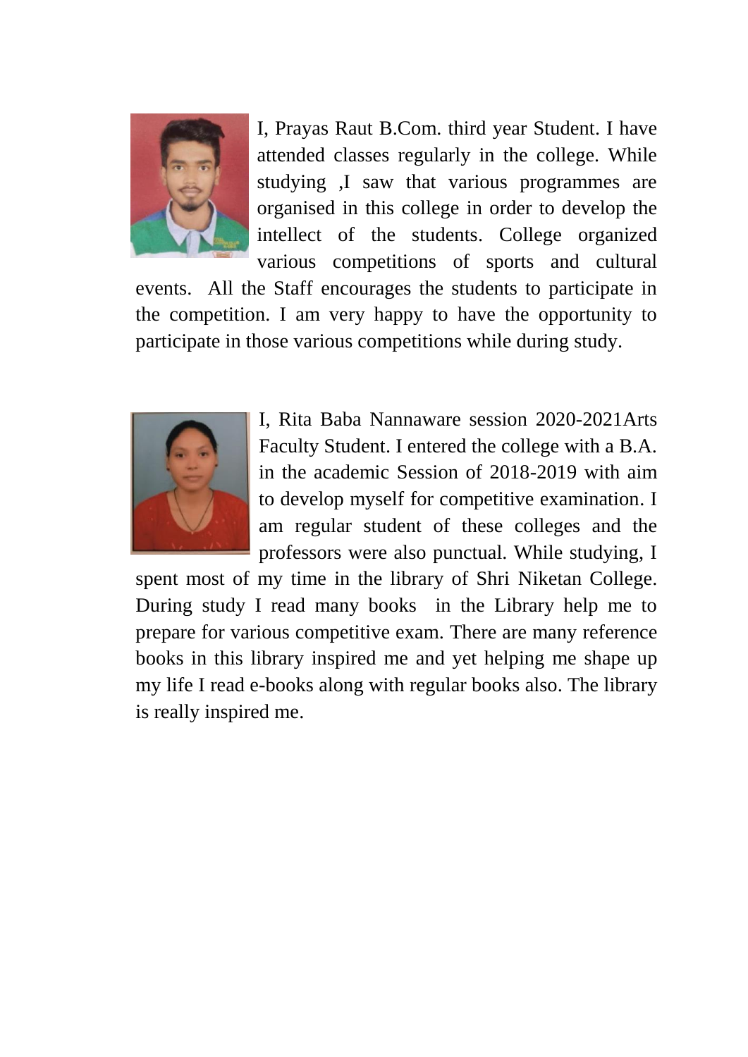I, Prayas Raut B.Com. third year Student. I have attended classes regularly in the college. While studying ,I saw that various programmes are organised in this college in order to develop the intellect of the students. College organized various competitions of sports and cultural events. All the Staff encourages the students to participate in the competition. I am very happy to have the opportunity to participate in those various competitions while during study.

I, Rita Baba Nannaware session 2020-2021Arts Faculty Student. I entered the college with a B.A. in the academic Session of 2018-2019 with aim to develop myself for competitive examination. I am regular student of these colleges and the professors were also punctual. While studying, I spent most of my time in the library of Shri Niketan College. During study I read many books in the Library help me to prepare for various competitive exam. There are many reference books in this library inspired me and yet helping me shape up my life I read e-books along with regular books also. The library is really inspired me.